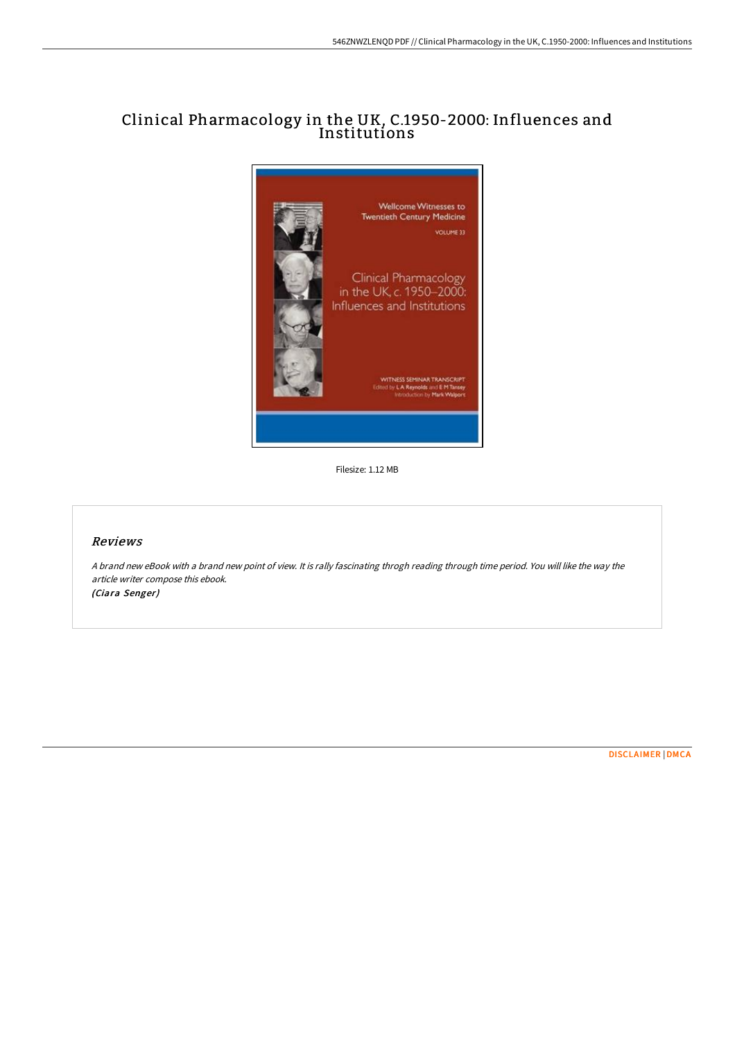# Clinical Pharmacology in the UK, C.1950-2000: Influences and Institutions

Filesize: 1.12 MB

## Reviews

*A brand new eBook with a brand new point of view. It is rally fascinating throgh reading through time period. You will like the way the article writer compose this ebook.*
*(Ciara Senger)*

DISCLAIMER | DMCA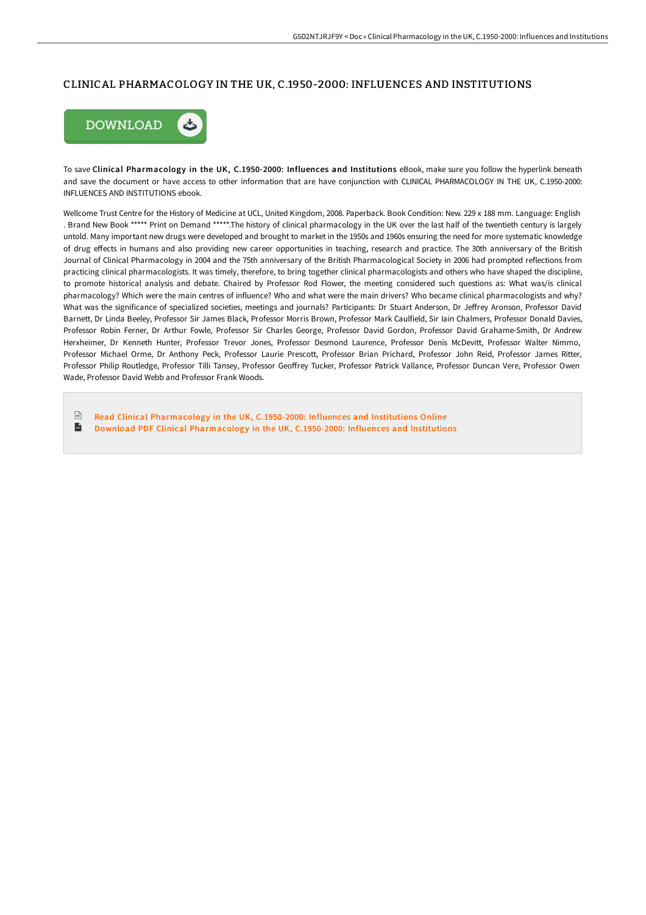# CLINICAL PHARMACOLOGY IN THE UK, C.1950-2000: INFLUENCES AND INSTITUTIONS

To save **Clinical Pharmacology in the UK, C.1950-2000: Influences and Institutions** eBook, make sure you follow the hyperlink beneath and save the document or have access to other information that are have conjunction with CLINICAL PHARMACOLOGY IN THE UK, C.1950-2000: INFLUENCES AND INSTITUTIONS ebook.

Wellcome Trust Centre for the History of Medicine at UCL, United Kingdom, 2008. Paperback. Book Condition: New. 229 x 188 mm. Language: English . Brand New Book ***** Print on Demand *****.The history of clinical pharmacology in the UK over the last half of the twentieth century is largely untold. Many important new drugs were developed and brought to market in the 1950s and 1960s ensuring the need for more systematic knowledge of drug effects in humans and also providing new career opportunities in teaching, research and practice. The 30th anniversary of the British Journal of Clinical Pharmacology in 2004 and the 75th anniversary of the British Pharmacological Society in 2006 had prompted reflections from practicing clinical pharmacologists. It was timely, therefore, to bring together clinical pharmacologists and others who have shaped the discipline, to promote historical analysis and debate. Chaired by Professor Rod Flower, the meeting considered such questions as: What was/is clinical pharmacology? Which were the main centres of influence? Who and what were the main drivers? Who became clinical pharmacologists and why? What was the significance of specialized societies, meetings and journals? Participants: Dr Stuart Anderson, Dr Jeffrey Aronson, Professor David Barnett, Dr Linda Beeley, Professor Sir James Black, Professor Morris Brown, Professor Mark Caulfield, Sir Iain Chalmers, Professor Donald Davies, Professor Robin Ferner, Dr Arthur Fowle, Professor Sir Charles George, Professor David Gordon, Professor David Grahame-Smith, Dr Andrew Herxheimer, Dr Kenneth Hunter, Professor Trevor Jones, Professor Desmond Laurence, Professor Denis McDevitt, Professor Walter Nimmo, Professor Michael Orme, Dr Anthony Peck, Professor Laurie Prescott, Professor Brian Prichard, Professor John Reid, Professor James Ritter, Professor Philip Routledge, Professor Tilli Tansey, Professor Geoffrey Tucker, Professor Patrick Vallance, Professor Duncan Vere, Professor Owen Wade, Professor David Webb and Professor Frank Woods.

- Read Clinical Pharmacology in the UK, C.1950-2000: Influences and Institutions Online
- Download PDF Clinical Pharmacology in the UK, C.1950-2000: Influences and Institutions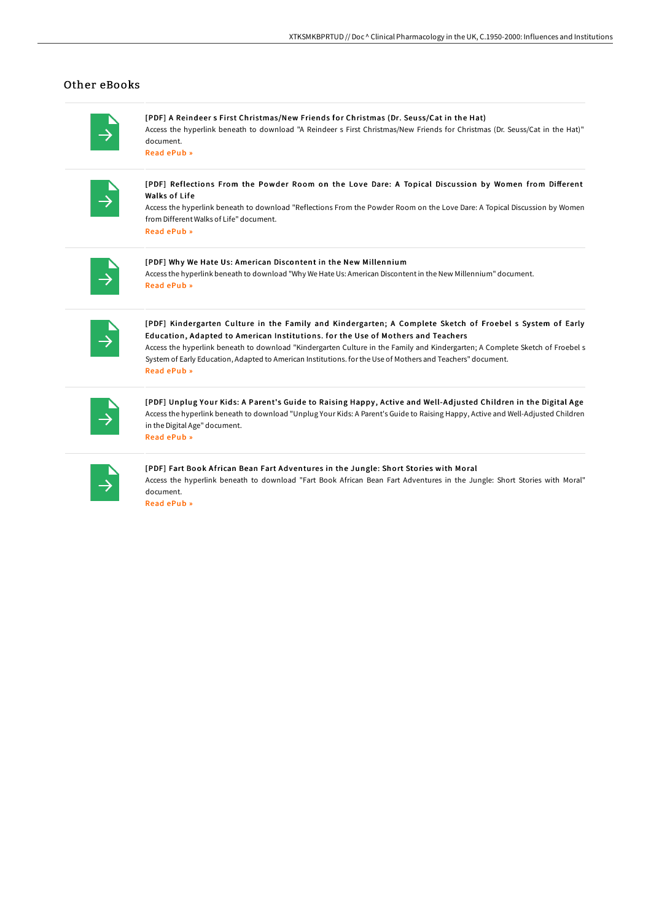## Other eBooks

**[PDF] A Reindeer s First Christmas/New Friends for Christmas (Dr. Seuss/Cat in the Hat)**

Access the hyperlink beneath to download "A Reindeer s First Christmas/New Friends for Christmas (Dr. Seuss/Cat in the Hat)" document.

Read ePub »

**[PDF] Reflections From the Powder Room on the Love Dare: A Topical Discussion by Women from Different Walks of Life**

Access the hyperlink beneath to download "Reflections From the Powder Room on the Love Dare: A Topical Discussion by Women from Different Walks of Life" document.

Read ePub »

**[PDF] Why We Hate Us: American Discontent in the New Millennium**

Access the hyperlink beneath to download "Why We Hate Us: American Discontent in the New Millennium" document.

Read ePub »

**[PDF] Kindergarten Culture in the Family and Kindergarten; A Complete Sketch of Froebel s System of Early Education, Adapted to American Institutions. for the Use of Mothers and Teachers**

Access the hyperlink beneath to download "Kindergarten Culture in the Family and Kindergarten; A Complete Sketch of Froebel s System of Early Education, Adapted to American Institutions. for the Use of Mothers and Teachers" document.

Read ePub »

**[PDF] Unplug Your Kids: A Parent's Guide to Raising Happy, Active and Well-Adjusted Children in the Digital Age**

Access the hyperlink beneath to download "Unplug Your Kids: A Parent's Guide to Raising Happy, Active and Well-Adjusted Children in the Digital Age" document.

Read ePub »

**[PDF] Fart Book African Bean Fart Adventures in the Jungle: Short Stories with Moral**

Access the hyperlink beneath to download "Fart Book African Bean Fart Adventures in the Jungle: Short Stories with Moral" document.

Read ePub »